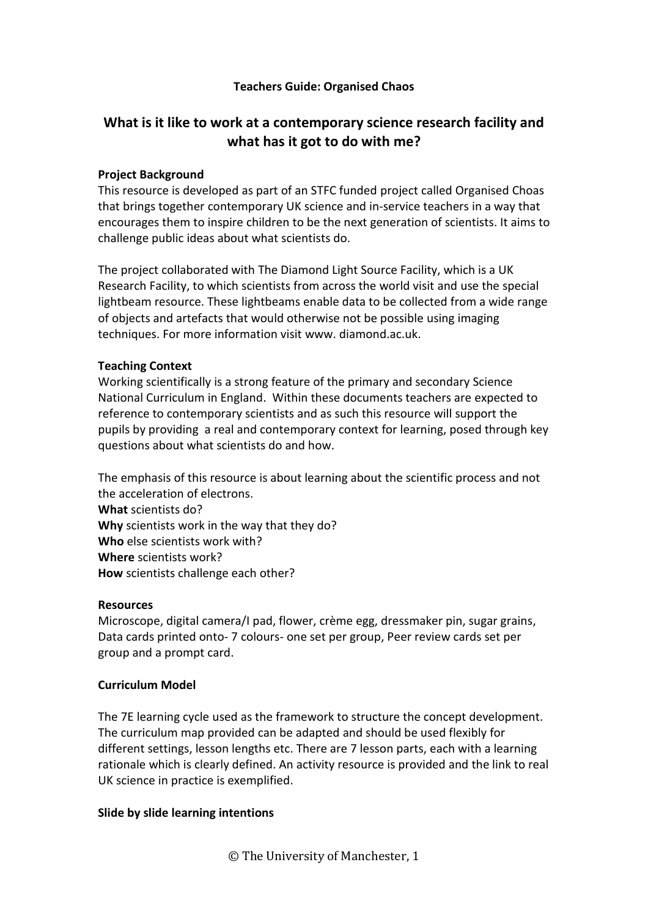**Teachers Guide: Organised Chaos**

## What is it like to work at a contemporary science research facility and what has it got to do with me?

**Project Background**

This resource is developed as part of an STFC funded project called Organised Choas that brings together contemporary UK science and in-service teachers in a way that encourages them to inspire children to be the next generation of scientists. It aims to challenge public ideas about what scientists do.

The project collaborated with The Diamond Light Source Facility, which is a UK Research Facility, to which scientists from across the world visit and use the special lightbeam resource. These lightbeams enable data to be collected from a wide range of objects and artefacts that would otherwise not be possible using imaging techniques. For more information visit www. diamond.ac.uk.

**Teaching Context**

Working scientifically is a strong feature of the primary and secondary Science National Curriculum in England. Within these documents teachers are expected to reference to contemporary scientists and as such this resource will support the pupils by providing a real and contemporary context for learning, posed through key questions about what scientists do and how.

The emphasis of this resource is about learning about the scientific process and not the acceleration of electrons.

**What** scientists do?
**Why** scientists work in the way that they do?
**Who** else scientists work with?
**Where** scientists work?
**How** scientists challenge each other?

**Resources**

Microscope, digital camera/I pad, flower, crème egg, dressmaker pin, sugar grains, Data cards printed onto- 7 colours- one set per group, Peer review cards set per group and a prompt card.

**Curriculum Model**

The 7E learning cycle used as the framework to structure the concept development. The curriculum map provided can be adapted and should be used flexibly for different settings, lesson lengths etc. There are 7 lesson parts, each with a learning rationale which is clearly defined. An activity resource is provided and the link to real UK science in practice is exemplified.

**Slide by slide learning intentions**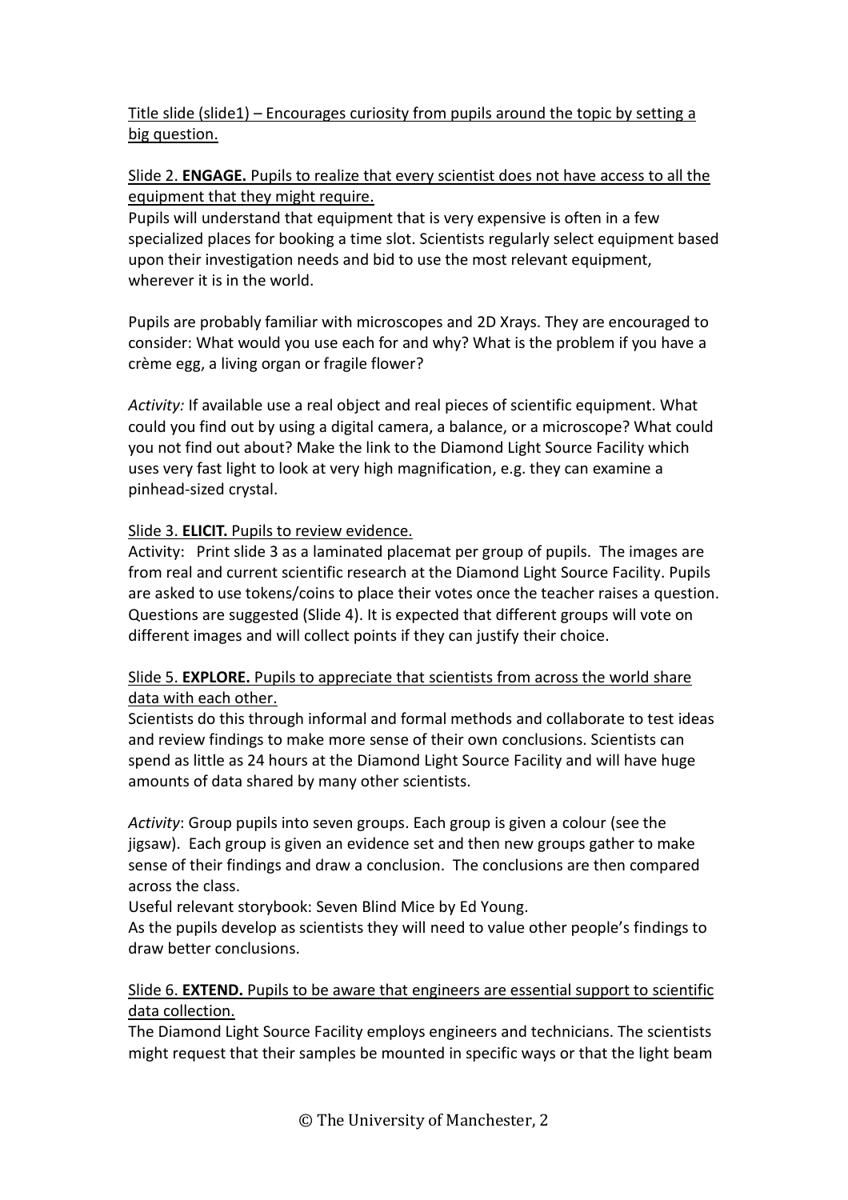<u>Title slide (slide1) – Encourages curiosity from pupils around the topic by setting a big question.</u>

<u>Slide 2. **ENGAGE.** Pupils to realize that every scientist does not have access to all the equipment that they might require.</u>
Pupils will understand that equipment that is very expensive is often in a few specialized places for booking a time slot. Scientists regularly select equipment based upon their investigation needs and bid to use the most relevant equipment, wherever it is in the world.

Pupils are probably familiar with microscopes and 2D Xrays. They are encouraged to consider: What would you use each for and why? What is the problem if you have a crème egg, a living organ or fragile flower?

*Activity:* If available use a real object and real pieces of scientific equipment. What could you find out by using a digital camera, a balance, or a microscope? What could you not find out about? Make the link to the Diamond Light Source Facility which uses very fast light to look at very high magnification, e.g. they can examine a pinhead-sized crystal.

<u>Slide 3. **ELICIT.** Pupils to review evidence.</u>
Activity: Print slide 3 as a laminated placemat per group of pupils. The images are from real and current scientific research at the Diamond Light Source Facility. Pupils are asked to use tokens/coins to place their votes once the teacher raises a question. Questions are suggested (Slide 4). It is expected that different groups will vote on different images and will collect points if they can justify their choice.

<u>Slide 5. **EXPLORE.** Pupils to appreciate that scientists from across the world share data with each other.</u>
Scientists do this through informal and formal methods and collaborate to test ideas and review findings to make more sense of their own conclusions. Scientists can spend as little as 24 hours at the Diamond Light Source Facility and will have huge amounts of data shared by many other scientists.

*Activity*: Group pupils into seven groups. Each group is given a colour (see the jigsaw). Each group is given an evidence set and then new groups gather to make sense of their findings and draw a conclusion. The conclusions are then compared across the class.
Useful relevant storybook: Seven Blind Mice by Ed Young.
As the pupils develop as scientists they will need to value other people's findings to draw better conclusions.

<u>Slide 6. **EXTEND.** Pupils to be aware that engineers are essential support to scientific data collection.</u>
The Diamond Light Source Facility employs engineers and technicians. The scientists might request that their samples be mounted in specific ways or that the light beam

© The University of Manchester, 2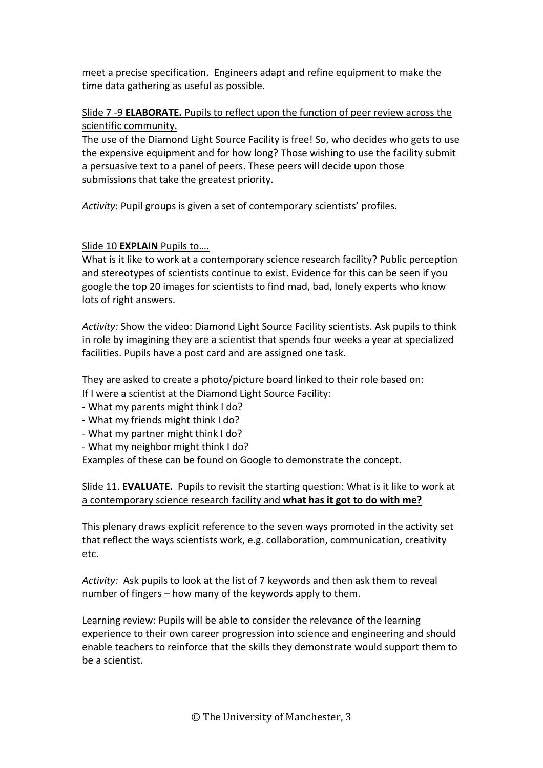meet a precise specification. Engineers adapt and refine equipment to make the time data gathering as useful as possible.

<u>Slide 7 -9 **ELABORATE.** Pupils to reflect upon the function of peer review across the scientific community.</u>

The use of the Diamond Light Source Facility is free! So, who decides who gets to use the expensive equipment and for how long? Those wishing to use the facility submit a persuasive text to a panel of peers. These peers will decide upon those submissions that take the greatest priority.

*Activity*: Pupil groups is given a set of contemporary scientists' profiles.

<u>Slide 10 **EXPLAIN** Pupils to….</u>

What is it like to work at a contemporary science research facility? Public perception and stereotypes of scientists continue to exist. Evidence for this can be seen if you google the top 20 images for scientists to find mad, bad, lonely experts who know lots of right answers.

*Activity:* Show the video: Diamond Light Source Facility scientists. Ask pupils to think in role by imagining they are a scientist that spends four weeks a year at specialized facilities. Pupils have a post card and are assigned one task.

They are asked to create a photo/picture board linked to their role based on:
If I were a scientist at the Diamond Light Source Facility:

- What my parents might think I do?
- What my friends might think I do?
- What my partner might think I do?
- What my neighbor might think I do?

Examples of these can be found on Google to demonstrate the concept.

<u>Slide 11. **EVALUATE.** Pupils to revisit the starting question: What is it like to work at a contemporary science research facility and **what has it got to do with me?**</u>

This plenary draws explicit reference to the seven ways promoted in the activity set that reflect the ways scientists work, e.g. collaboration, communication, creativity etc.

*Activity:* Ask pupils to look at the list of 7 keywords and then ask them to reveal number of fingers – how many of the keywords apply to them.

Learning review: Pupils will be able to consider the relevance of the learning experience to their own career progression into science and engineering and should enable teachers to reinforce that the skills they demonstrate would support them to be a scientist.